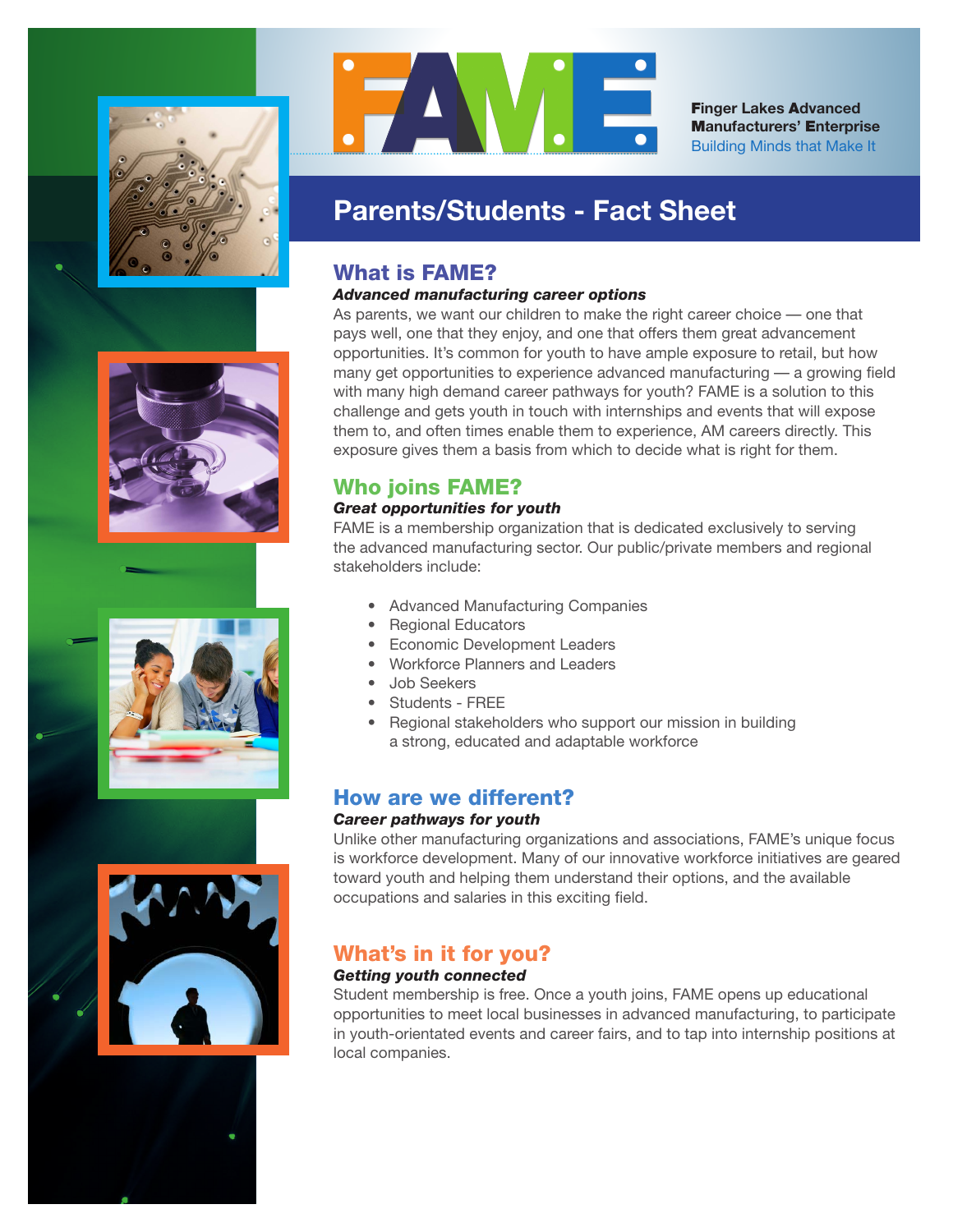# FAME

**Finger Lakes Advanced Manufacturers' Enterprise**
Building Minds that Make It

## Parents/Students - Fact Sheet

### What is FAME?

***Advanced manufacturing career options***

As parents, we want our children to make the right career choice — one that pays well, one that they enjoy, and one that offers them great advancement opportunities. It's common for youth to have ample exposure to retail, but how many get opportunities to experience advanced manufacturing — a growing field with many high demand career pathways for youth? FAME is a solution to this challenge and gets youth in touch with internships and events that will expose them to, and often times enable them to experience, AM careers directly. This exposure gives them a basis from which to decide what is right for them.

### Who joins FAME?

***Great opportunities for youth***

FAME is a membership organization that is dedicated exclusively to serving the advanced manufacturing sector. Our public/private members and regional stakeholders include:

- Advanced Manufacturing Companies
- Regional Educators
- Economic Development Leaders
- Workforce Planners and Leaders
- Job Seekers
- Students - FREE
- Regional stakeholders who support our mission in building a strong, educated and adaptable workforce

### How are we different?

***Career pathways for youth***

Unlike other manufacturing organizations and associations, FAME's unique focus is workforce development. Many of our innovative workforce initiatives are geared toward youth and helping them understand their options, and the available occupations and salaries in this exciting field.

### What's in it for you?

***Getting youth connected***

Student membership is free. Once a youth joins, FAME opens up educational opportunities to meet local businesses in advanced manufacturing, to participate in youth-orientated events and career fairs, and to tap into internship positions at local companies.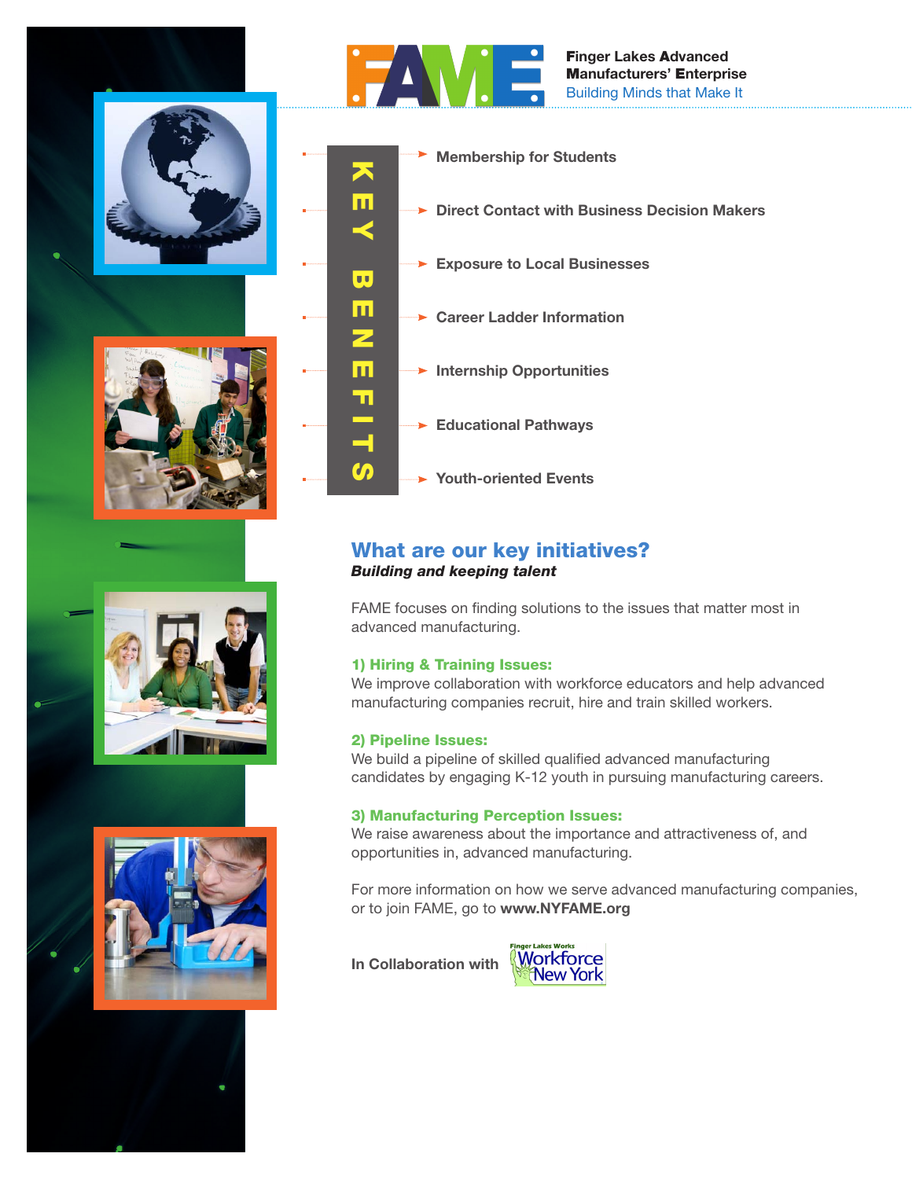# FAME

**Finger Lakes Advanced Manufacturers' Enterprise**
Building Minds that Make It

## KEY BENEFITS

- Membership for Students
- Direct Contact with Business Decision Makers
- Exposure to Local Businesses
- Career Ladder Information
- Internship Opportunities
- Educational Pathways
- Youth-oriented Events

## What are our key initiatives?

***Building and keeping talent***

FAME focuses on finding solutions to the issues that matter most in advanced manufacturing.

**1) Hiring & Training Issues:**
We improve collaboration with workforce educators and help advanced manufacturing companies recruit, hire and train skilled workers.

**2) Pipeline Issues:**
We build a pipeline of skilled qualified advanced manufacturing candidates by engaging K-12 youth in pursuing manufacturing careers.

**3) Manufacturing Perception Issues:**
We raise awareness about the importance and attractiveness of, and opportunities in, advanced manufacturing.

For more information on how we serve advanced manufacturing companies, or to join FAME, go to **www.NYFAME.org**

**In Collaboration with** Finger Lakes Works Workforce New York